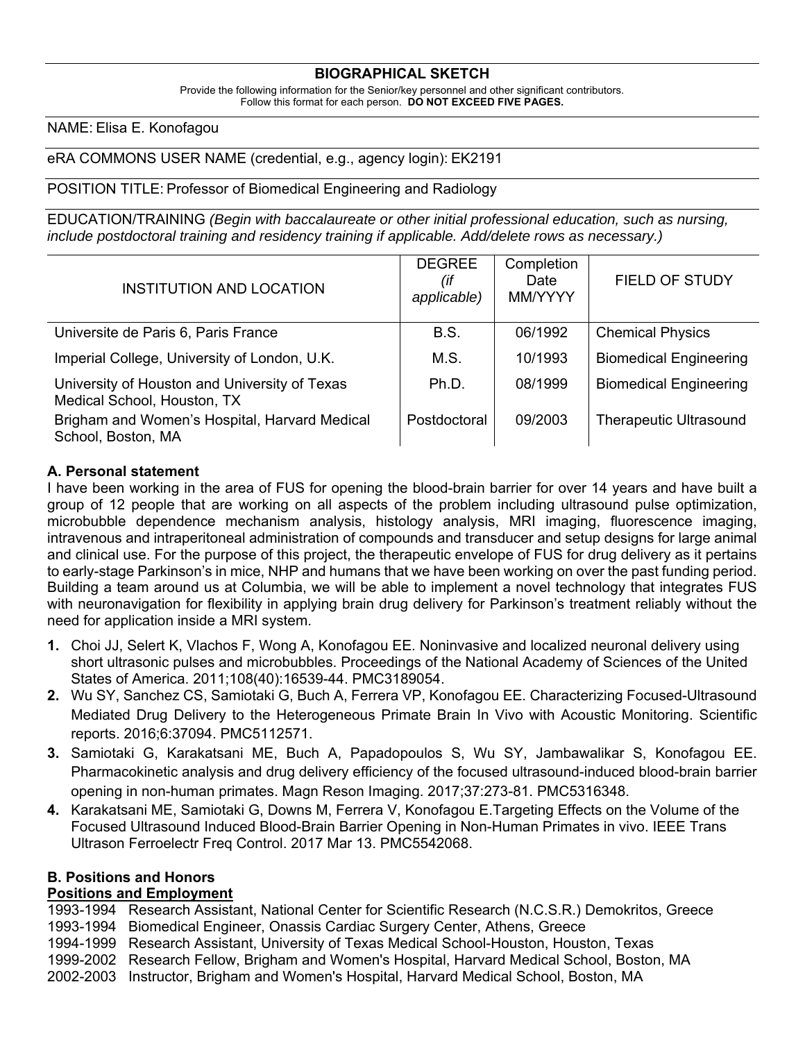## BIOGRAPHICAL SKETCH

Provide the following information for the Senior/key personnel and other significant contributors.
Follow this format for each person. **DO NOT EXCEED FIVE PAGES.**

NAME: Elisa E. Konofagou

eRA COMMONS USER NAME (credential, e.g., agency login): EK2191

POSITION TITLE: Professor of Biomedical Engineering and Radiology

EDUCATION/TRAINING *(Begin with baccalaureate or other initial professional education, such as nursing, include postdoctoral training and residency training if applicable. Add/delete rows as necessary.)*

| INSTITUTION AND LOCATION | DEGREE *(if applicable)* | Completion Date MM/YYYY | FIELD OF STUDY |
|---|---|---|---|
| Universite de Paris 6, Paris France | B.S. | 06/1992 | Chemical Physics |
| Imperial College, University of London, U.K. | M.S. | 10/1993 | Biomedical Engineering |
| University of Houston and University of Texas Medical School, Houston, TX | Ph.D. | 08/1999 | Biomedical Engineering |
| Brigham and Women's Hospital, Harvard Medical School, Boston, MA | Postdoctoral | 09/2003 | Therapeutic Ultrasound |

### A. Personal statement

I have been working in the area of FUS for opening the blood-brain barrier for over 14 years and have built a group of 12 people that are working on all aspects of the problem including ultrasound pulse optimization, microbubble dependence mechanism analysis, histology analysis, MRI imaging, fluorescence imaging, intravenous and intraperitoneal administration of compounds and transducer and setup designs for large animal and clinical use. For the purpose of this project, the therapeutic envelope of FUS for drug delivery as it pertains to early-stage Parkinson's in mice, NHP and humans that we have been working on over the past funding period. Building a team around us at Columbia, we will be able to implement a novel technology that integrates FUS with neuronavigation for flexibility in applying brain drug delivery for Parkinson's treatment reliably without the need for application inside a MRI system.

1. Choi JJ, Selert K, Vlachos F, Wong A, Konofagou EE. Noninvasive and localized neuronal delivery using short ultrasonic pulses and microbubbles. Proceedings of the National Academy of Sciences of the United States of America. 2011;108(40):16539-44. PMC3189054.
2. Wu SY, Sanchez CS, Samiotaki G, Buch A, Ferrera VP, Konofagou EE. Characterizing Focused-Ultrasound Mediated Drug Delivery to the Heterogeneous Primate Brain In Vivo with Acoustic Monitoring. Scientific reports. 2016;6:37094. PMC5112571.
3. Samiotaki G, Karakatsani ME, Buch A, Papadopoulos S, Wu SY, Jambawalikar S, Konofagou EE. Pharmacokinetic analysis and drug delivery efficiency of the focused ultrasound-induced blood-brain barrier opening in non-human primates. Magn Reson Imaging. 2017;37:273-81. PMC5316348.
4. Karakatsani ME, Samiotaki G, Downs M, Ferrera V, Konofagou E.Targeting Effects on the Volume of the Focused Ultrasound Induced Blood-Brain Barrier Opening in Non-Human Primates in vivo. IEEE Trans Ultrason Ferroelectr Freq Control. 2017 Mar 13. PMC5542068.

### B. Positions and Honors

**Positions and Employment**

1993-1994 Research Assistant, National Center for Scientific Research (N.C.S.R.) Demokritos, Greece
1993-1994 Biomedical Engineer, Onassis Cardiac Surgery Center, Athens, Greece
1994-1999 Research Assistant, University of Texas Medical School-Houston, Houston, Texas
1999-2002 Research Fellow, Brigham and Women's Hospital, Harvard Medical School, Boston, MA
2002-2003 Instructor, Brigham and Women's Hospital, Harvard Medical School, Boston, MA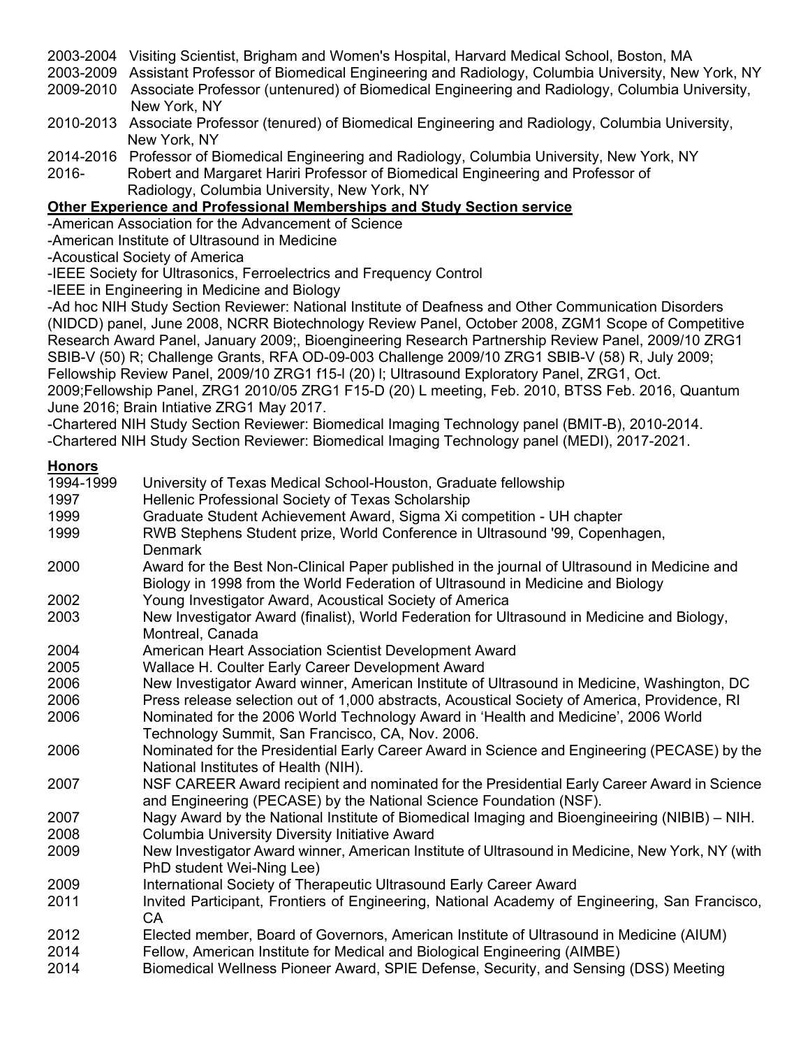2003-2004 Visiting Scientist, Brigham and Women's Hospital, Harvard Medical School, Boston, MA
2003-2009 Assistant Professor of Biomedical Engineering and Radiology, Columbia University, New York, NY
2009-2010 Associate Professor (untenured) of Biomedical Engineering and Radiology, Columbia University, New York, NY
2010-2013 Associate Professor (tenured) of Biomedical Engineering and Radiology, Columbia University, New York, NY
2014-2016 Professor of Biomedical Engineering and Radiology, Columbia University, New York, NY
2016- Robert and Margaret Hariri Professor of Biomedical Engineering and Professor of Radiology, Columbia University, New York, NY

**Other Experience and Professional Memberships and Study Section service**

-American Association for the Advancement of Science
-American Institute of Ultrasound in Medicine
-Acoustical Society of America
-IEEE Society for Ultrasonics, Ferroelectrics and Frequency Control
-IEEE in Engineering in Medicine and Biology
-Ad hoc NIH Study Section Reviewer: National Institute of Deafness and Other Communication Disorders (NIDCD) panel, June 2008, NCRR Biotechnology Review Panel, October 2008, ZGM1 Scope of Competitive Research Award Panel, January 2009;, Bioengineering Research Partnership Review Panel, 2009/10 ZRG1 SBIB-V (50) R; Challenge Grants, RFA OD-09-003 Challenge 2009/10 ZRG1 SBIB-V (58) R, July 2009; Fellowship Review Panel, 2009/10 ZRG1 f15-l (20) l; Ultrasound Exploratory Panel, ZRG1, Oct. 2009;Fellowship Panel, ZRG1 2010/05 ZRG1 F15-D (20) L meeting, Feb. 2010, BTSS Feb. 2016, Quantum June 2016; Brain Intiative ZRG1 May 2017.
-Chartered NIH Study Section Reviewer: Biomedical Imaging Technology panel (BMIT-B), 2010-2014.
-Chartered NIH Study Section Reviewer: Biomedical Imaging Technology panel (MEDI), 2017-2021.

## Honors

1994-1999 University of Texas Medical School-Houston, Graduate fellowship
1997 Hellenic Professional Society of Texas Scholarship
1999 Graduate Student Achievement Award, Sigma Xi competition - UH chapter
1999 RWB Stephens Student prize, World Conference in Ultrasound '99, Copenhagen, Denmark
2000 Award for the Best Non-Clinical Paper published in the journal of Ultrasound in Medicine and Biology in 1998 from the World Federation of Ultrasound in Medicine and Biology
2002 Young Investigator Award, Acoustical Society of America
2003 New Investigator Award (finalist), World Federation for Ultrasound in Medicine and Biology, Montreal, Canada
2004 American Heart Association Scientist Development Award
2005 Wallace H. Coulter Early Career Development Award
2006 New Investigator Award winner, American Institute of Ultrasound in Medicine, Washington, DC
2006 Press release selection out of 1,000 abstracts, Acoustical Society of America, Providence, RI
2006 Nominated for the 2006 World Technology Award in 'Health and Medicine', 2006 World Technology Summit, San Francisco, CA, Nov. 2006.
2006 Nominated for the Presidential Early Career Award in Science and Engineering (PECASE) by the National Institutes of Health (NIH).
2007 NSF CAREER Award recipient and nominated for the Presidential Early Career Award in Science and Engineering (PECASE) by the National Science Foundation (NSF).
2007 Nagy Award by the National Institute of Biomedical Imaging and Bioengineeiring (NIBIB) – NIH.
2008 Columbia University Diversity Initiative Award
2009 New Investigator Award winner, American Institute of Ultrasound in Medicine, New York, NY (with PhD student Wei-Ning Lee)
2009 International Society of Therapeutic Ultrasound Early Career Award
2011 Invited Participant, Frontiers of Engineering, National Academy of Engineering, San Francisco, CA
2012 Elected member, Board of Governors, American Institute of Ultrasound in Medicine (AIUM)
2014 Fellow, American Institute for Medical and Biological Engineering (AIMBE)
2014 Biomedical Wellness Pioneer Award, SPIE Defense, Security, and Sensing (DSS) Meeting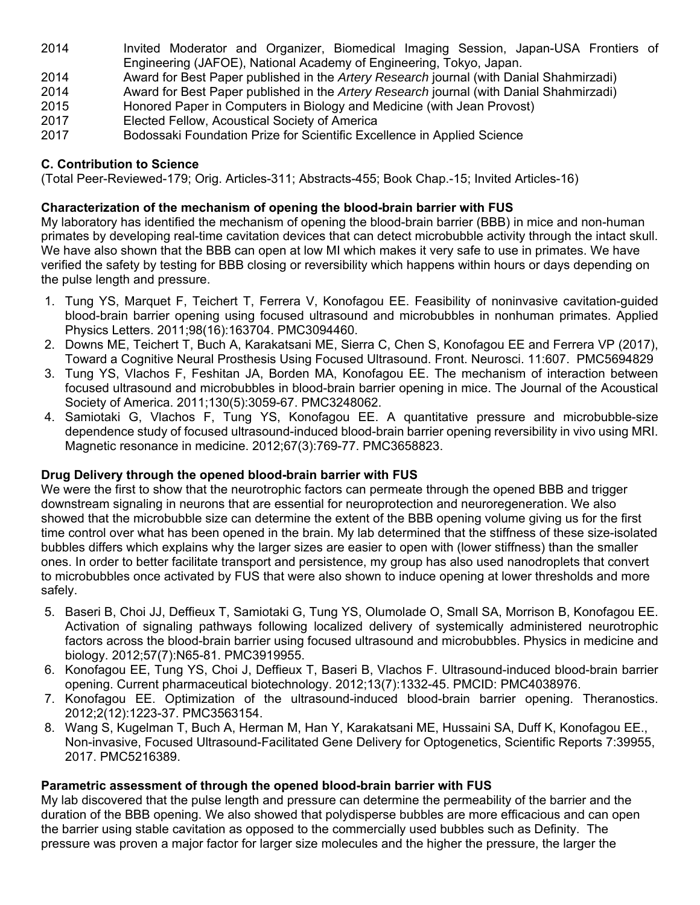2014 Invited Moderator and Organizer, Biomedical Imaging Session, Japan-USA Frontiers of Engineering (JAFOE), National Academy of Engineering, Tokyo, Japan.
2014 Award for Best Paper published in the *Artery Research* journal (with Danial Shahmirzadi)
2014 Award for Best Paper published in the *Artery Research* journal (with Danial Shahmirzadi)
2015 Honored Paper in Computers in Biology and Medicine (with Jean Provost)
2017 Elected Fellow, Acoustical Society of America
2017 Bodossaki Foundation Prize for Scientific Excellence in Applied Science

**C. Contribution to Science**

(Total Peer-Reviewed-179; Orig. Articles-311; Abstracts-455; Book Chap.-15; Invited Articles-16)

**Characterization of the mechanism of opening the blood-brain barrier with FUS**

My laboratory has identified the mechanism of opening the blood-brain barrier (BBB) in mice and non-human primates by developing real-time cavitation devices that can detect microbubble activity through the intact skull. We have also shown that the BBB can open at low MI which makes it very safe to use in primates. We have verified the safety by testing for BBB closing or reversibility which happens within hours or days depending on the pulse length and pressure.

1. Tung YS, Marquet F, Teichert T, Ferrera V, Konofagou EE. Feasibility of noninvasive cavitation-guided blood-brain barrier opening using focused ultrasound and microbubbles in nonhuman primates. Applied Physics Letters. 2011;98(16):163704. PMC3094460.
2. Downs ME, Teichert T, Buch A, Karakatsani ME, Sierra C, Chen S, Konofagou EE and Ferrera VP (2017), Toward a Cognitive Neural Prosthesis Using Focused Ultrasound. Front. Neurosci. 11:607. PMC5694829
3. Tung YS, Vlachos F, Feshitan JA, Borden MA, Konofagou EE. The mechanism of interaction between focused ultrasound and microbubbles in blood-brain barrier opening in mice. The Journal of the Acoustical Society of America. 2011;130(5):3059-67. PMC3248062.
4. Samiotaki G, Vlachos F, Tung YS, Konofagou EE. A quantitative pressure and microbubble-size dependence study of focused ultrasound-induced blood-brain barrier opening reversibility in vivo using MRI. Magnetic resonance in medicine. 2012;67(3):769-77. PMC3658823.

**Drug Delivery through the opened blood-brain barrier with FUS**

We were the first to show that the neurotrophic factors can permeate through the opened BBB and trigger downstream signaling in neurons that are essential for neuroprotection and neuroregeneration. We also showed that the microbubble size can determine the extent of the BBB opening volume giving us for the first time control over what has been opened in the brain. My lab determined that the stiffness of these size-isolated bubbles differs which explains why the larger sizes are easier to open with (lower stiffness) than the smaller ones. In order to better facilitate transport and persistence, my group has also used nanodroplets that convert to microbubbles once activated by FUS that were also shown to induce opening at lower thresholds and more safely.

5. Baseri B, Choi JJ, Deffieux T, Samiotaki G, Tung YS, Olumolade O, Small SA, Morrison B, Konofagou EE. Activation of signaling pathways following localized delivery of systemically administered neurotrophic factors across the blood-brain barrier using focused ultrasound and microbubbles. Physics in medicine and biology. 2012;57(7):N65-81. PMC3919955.
6. Konofagou EE, Tung YS, Choi J, Deffieux T, Baseri B, Vlachos F. Ultrasound-induced blood-brain barrier opening. Current pharmaceutical biotechnology. 2012;13(7):1332-45. PMCID: PMC4038976.
7. Konofagou EE. Optimization of the ultrasound-induced blood-brain barrier opening. Theranostics. 2012;2(12):1223-37. PMC3563154.
8. Wang S, Kugelman T, Buch A, Herman M, Han Y, Karakatsani ME, Hussaini SA, Duff K, Konofagou EE., Non-invasive, Focused Ultrasound-Facilitated Gene Delivery for Optogenetics, Scientific Reports 7:39955, 2017. PMC5216389.

**Parametric assessment of through the opened blood-brain barrier with FUS**

My lab discovered that the pulse length and pressure can determine the permeability of the barrier and the duration of the BBB opening. We also showed that polydisperse bubbles are more efficacious and can open the barrier using stable cavitation as opposed to the commercially used bubbles such as Definity. The pressure was proven a major factor for larger size molecules and the higher the pressure, the larger the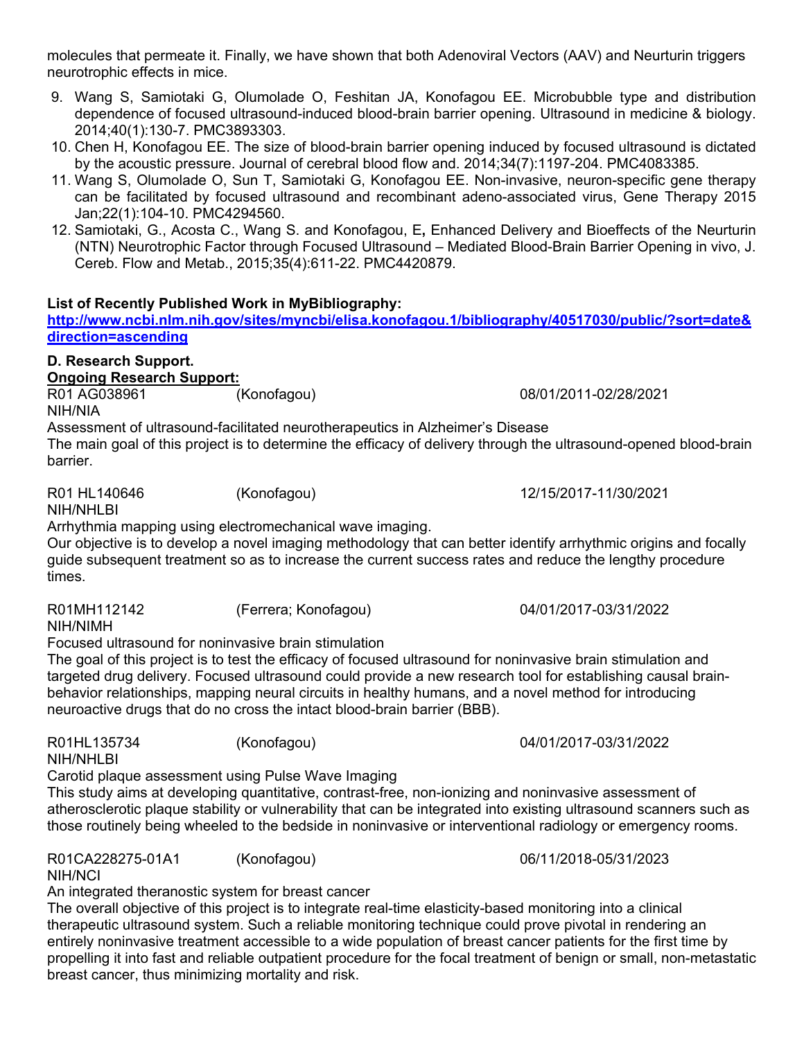molecules that permeate it. Finally, we have shown that both Adenoviral Vectors (AAV) and Neurturin triggers neurotrophic effects in mice.

9. Wang S, Samiotaki G, Olumolade O, Feshitan JA, Konofagou EE. Microbubble type and distribution dependence of focused ultrasound-induced blood-brain barrier opening. Ultrasound in medicine & biology. 2014;40(1):130-7. PMC3893303.
10. Chen H, Konofagou EE. The size of blood-brain barrier opening induced by focused ultrasound is dictated by the acoustic pressure. Journal of cerebral blood flow and. 2014;34(7):1197-204. PMC4083385.
11. Wang S, Olumolade O, Sun T, Samiotaki G, Konofagou EE. Non-invasive, neuron-specific gene therapy can be facilitated by focused ultrasound and recombinant adeno-associated virus, Gene Therapy 2015 Jan;22(1):104-10. PMC4294560.
12. Samiotaki, G., Acosta C., Wang S. and Konofagou, E**,** Enhanced Delivery and Bioeffects of the Neurturin (NTN) Neurotrophic Factor through Focused Ultrasound – Mediated Blood-Brain Barrier Opening in vivo, J. Cereb. Flow and Metab., 2015;35(4):611-22. PMC4420879.

**List of Recently Published Work in MyBibliography:**
**http://www.ncbi.nlm.nih.gov/sites/myncbi/elisa.konofagou.1/bibliography/40517030/public/?sort=date&direction=ascending**

**D. Research Support.**

**Ongoing Research Support:**

R01 AG038961 (Konofagou) 08/01/2011-02/28/2021
NIH/NIA
Assessment of ultrasound-facilitated neurotherapeutics in Alzheimer's Disease
The main goal of this project is to determine the efficacy of delivery through the ultrasound-opened blood-brain barrier.

R01 HL140646 (Konofagou) 12/15/2017-11/30/2021
NIH/NHLBI
Arrhythmia mapping using electromechanical wave imaging.
Our objective is to develop a novel imaging methodology that can better identify arrhythmic origins and focally guide subsequent treatment so as to increase the current success rates and reduce the lengthy procedure times.

R01MH112142 (Ferrera; Konofagou) 04/01/2017-03/31/2022
NIH/NIMH
Focused ultrasound for noninvasive brain stimulation
The goal of this project is to test the efficacy of focused ultrasound for noninvasive brain stimulation and targeted drug delivery. Focused ultrasound could provide a new research tool for establishing causal brain-behavior relationships, mapping neural circuits in healthy humans, and a novel method for introducing neuroactive drugs that do no cross the intact blood-brain barrier (BBB).

R01HL135734 (Konofagou) 04/01/2017-03/31/2022
NIH/NHLBI
Carotid plaque assessment using Pulse Wave Imaging
This study aims at developing quantitative, contrast-free, non-ionizing and noninvasive assessment of atherosclerotic plaque stability or vulnerability that can be integrated into existing ultrasound scanners such as those routinely being wheeled to the bedside in noninvasive or interventional radiology or emergency rooms.

R01CA228275-01A1 (Konofagou) 06/11/2018-05/31/2023
NIH/NCI
An integrated theranostic system for breast cancer
The overall objective of this project is to integrate real-time elasticity-based monitoring into a clinical therapeutic ultrasound system. Such a reliable monitoring technique could prove pivotal in rendering an entirely noninvasive treatment accessible to a wide population of breast cancer patients for the first time by propelling it into fast and reliable outpatient procedure for the focal treatment of benign or small, non-metastatic breast cancer, thus minimizing mortality and risk.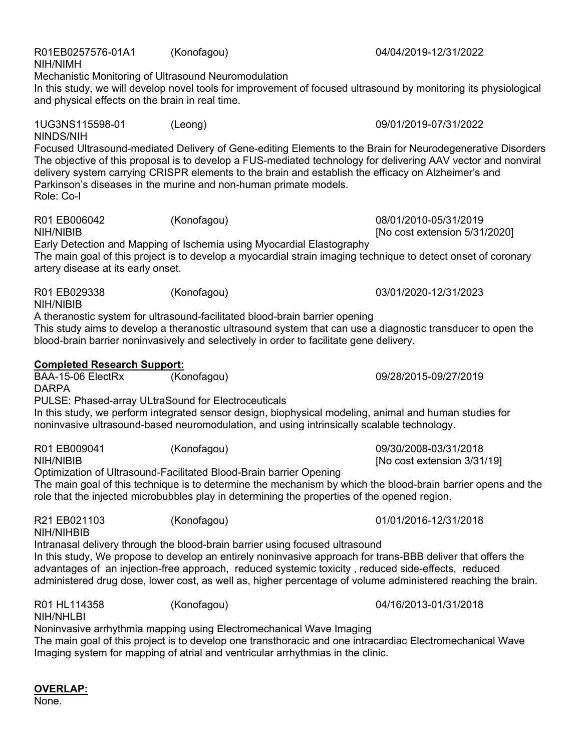R01EB0257576-01A1 (Konofagou) 04/04/2019-12/31/2022
NIH/NIMH
Mechanistic Monitoring of Ultrasound Neuromodulation
In this study, we will develop novel tools for improvement of focused ultrasound by monitoring its physiological and physical effects on the brain in real time.

1UG3NS115598-01 (Leong) 09/01/2019-07/31/2022
NINDS/NIH
Focused Ultrasound-mediated Delivery of Gene-editing Elements to the Brain for Neurodegenerative Disorders
The objective of this proposal is to develop a FUS-mediated technology for delivering AAV vector and nonviral delivery system carrying CRISPR elements to the brain and establish the efficacy on Alzheimer's and Parkinson's diseases in the murine and non-human primate models.
Role: Co-I

R01 EB006042 (Konofagou) 08/01/2010-05/31/2019
NIH/NIBIB [No cost extension 5/31/2020]
Early Detection and Mapping of Ischemia using Myocardial Elastography
The main goal of this project is to develop a myocardial strain imaging technique to detect onset of coronary artery disease at its early onset.

R01 EB029338 (Konofagou) 03/01/2020-12/31/2023
NIH/NIBIB
A theranostic system for ultrasound-facilitated blood-brain barrier opening
This study aims to develop a theranostic ultrasound system that can use a diagnostic transducer to open the blood-brain barrier noninvasively and selectively in order to facilitate gene delivery.

**Completed Research Support:**

BAA-15-06 ElectRx (Konofagou) 09/28/2015-09/27/2019
DARPA
PULSE: Phased-array ULtraSound for Electroceuticals
In this study, we perform integrated sensor design, biophysical modeling, animal and human studies for noninvasive ultrasound-based neuromodulation, and using intrinsically scalable technology.

R01 EB009041 (Konofagou) 09/30/2008-03/31/2018
NIH/NIBIB [No cost extension 3/31/19]
Optimization of Ultrasound-Facilitated Blood-Brain barrier Opening
The main goal of this technique is to determine the mechanism by which the blood-brain barrier opens and the role that the injected microbubbles play in determining the properties of the opened region.

R21 EB021103 (Konofagou) 01/01/2016-12/31/2018
NIH/NIHBIB
Intranasal delivery through the blood-brain barrier using focused ultrasound
In this study, We propose to develop an entirely noninvasive approach for trans-BBB deliver that offers the advantages of an injection-free approach, reduced systemic toxicity , reduced side-effects, reduced administered drug dose, lower cost, as well as, higher percentage of volume administered reaching the brain.

R01 HL114358 (Konofagou) 04/16/2013-01/31/2018
NIH/NHLBI
Noninvasive arrhythmia mapping using Electromechanical Wave Imaging
The main goal of this project is to develop one transthoracic and one intracardiac Electromechanical Wave Imaging system for mapping of atrial and ventricular arrhythmias in the clinic.

**OVERLAP:**

None.